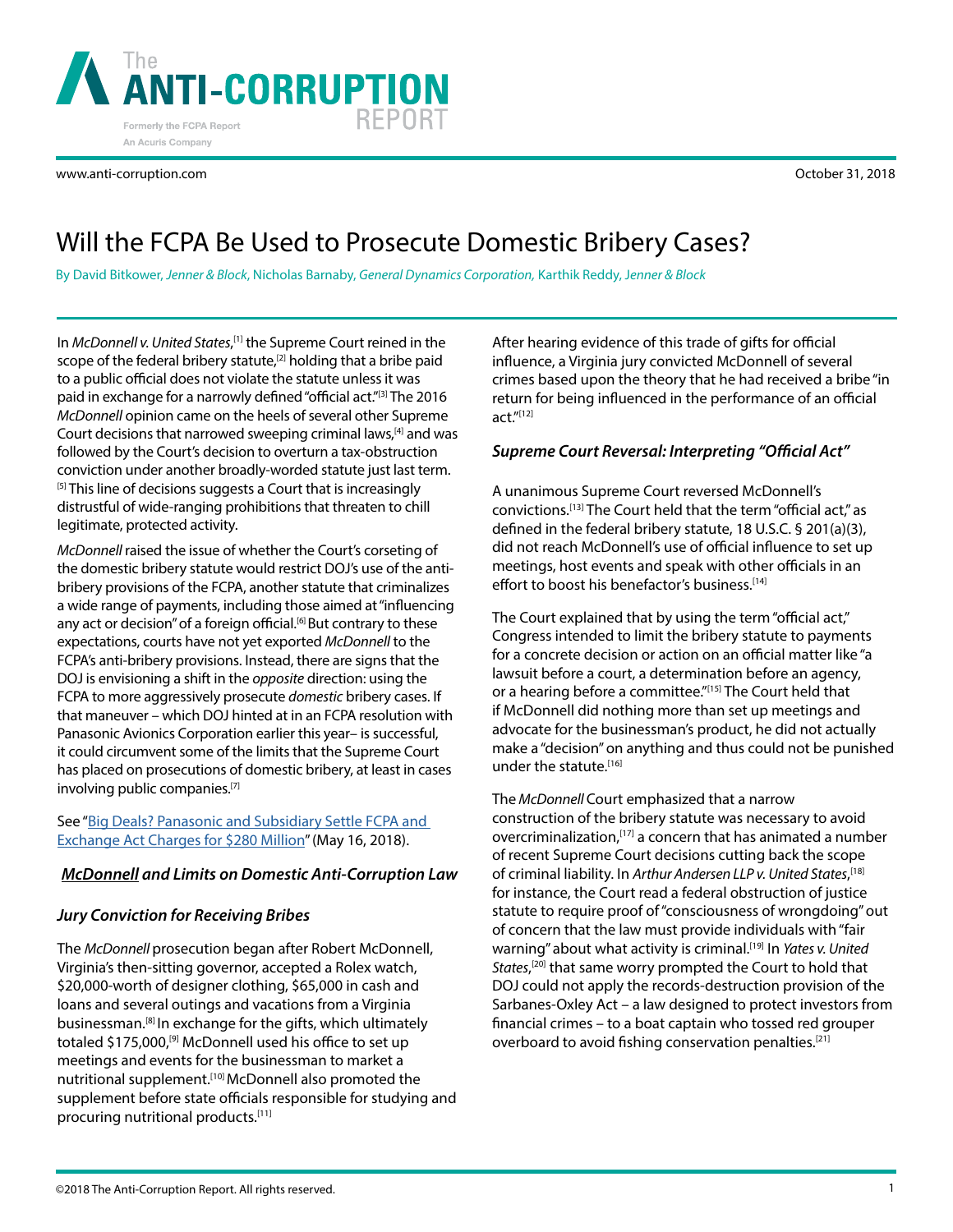# Will the FCPA Be Used to Prosecute Domestic Bribery Cases?

By David Bitkower, *Jenner & Block*, Nicholas Barnaby, *General Dynamics Corporation,* Karthik Reddy, *Jenner & Block*

In *McDonnell v. United States*,[1] the Supreme Court reined in the scope of the federal bribery statute,[2] holding that a bribe paid to a public official does not violate the statute unless it was paid in exchange for a narrowly defined "official act."[3] The 2016 *McDonnell* opinion came on the heels of several other Supreme Court decisions that narrowed sweeping criminal laws,[4] and was followed by the Court's decision to overturn a tax-obstruction conviction under another broadly-worded statute just last term.[5] This line of decisions suggests a Court that is increasingly distrustful of wide-ranging prohibitions that threaten to chill legitimate, protected activity.

*McDonnell* raised the issue of whether the Court's corseting of the domestic bribery statute would restrict DOJ's use of the anti-bribery provisions of the FCPA, another statute that criminalizes a wide range of payments, including those aimed at "influencing any act or decision" of a foreign official.[6] But contrary to these expectations, courts have not yet exported *McDonnell* to the FCPA's anti-bribery provisions. Instead, there are signs that the DOJ is envisioning a shift in the *opposite* direction: using the FCPA to more aggressively prosecute *domestic* bribery cases. If that maneuver – which DOJ hinted at in an FCPA resolution with Panasonic Avionics Corporation earlier this year– is successful, it could circumvent some of the limits that the Supreme Court has placed on prosecutions of domestic bribery, at least in cases involving public companies.[7]

See "Big Deals? Panasonic and Subsidiary Settle FCPA and Exchange Act Charges for $280 Million" (May 16, 2018).

## *McDonnell* and Limits on Domestic Anti-Corruption Law

### Jury Conviction for Receiving Bribes

The *McDonnell* prosecution began after Robert McDonnell, Virginia's then-sitting governor, accepted a Rolex watch, $20,000-worth of designer clothing, $65,000 in cash and loans and several outings and vacations from a Virginia businessman.[8] In exchange for the gifts, which ultimately totaled $175,000,[9] McDonnell used his office to set up meetings and events for the businessman to market a nutritional supplement.[10] McDonnell also promoted the supplement before state officials responsible for studying and procuring nutritional products.[11]

After hearing evidence of this trade of gifts for official influence, a Virginia jury convicted McDonnell of several crimes based upon the theory that he had received a bribe "in return for being influenced in the performance of an official act."[12]

### Supreme Court Reversal: Interpreting "Official Act"

A unanimous Supreme Court reversed McDonnell's convictions.[13] The Court held that the term "official act," as defined in the federal bribery statute, 18 U.S.C. § 201(a)(3), did not reach McDonnell's use of official influence to set up meetings, host events and speak with other officials in an effort to boost his benefactor's business.[14]

The Court explained that by using the term "official act," Congress intended to limit the bribery statute to payments for a concrete decision or action on an official matter like "a lawsuit before a court, a determination before an agency, or a hearing before a committee."[15] The Court held that if McDonnell did nothing more than set up meetings and advocate for the businessman's product, he did not actually make a "decision" on anything and thus could not be punished under the statute.[16]

The *McDonnell* Court emphasized that a narrow construction of the bribery statute was necessary to avoid overcriminalization,[17] a concern that has animated a number of recent Supreme Court decisions cutting back the scope of criminal liability. In *Arthur Andersen LLP v. United States*,[18] for instance, the Court read a federal obstruction of justice statute to require proof of "consciousness of wrongdoing" out of concern that the law must provide individuals with "fair warning" about what activity is criminal.[19] In *Yates v. United States*,[20] that same worry prompted the Court to hold that DOJ could not apply the records-destruction provision of the Sarbanes-Oxley Act – a law designed to protect investors from financial crimes – to a boat captain who tossed red grouper overboard to avoid fishing conservation penalties.[21]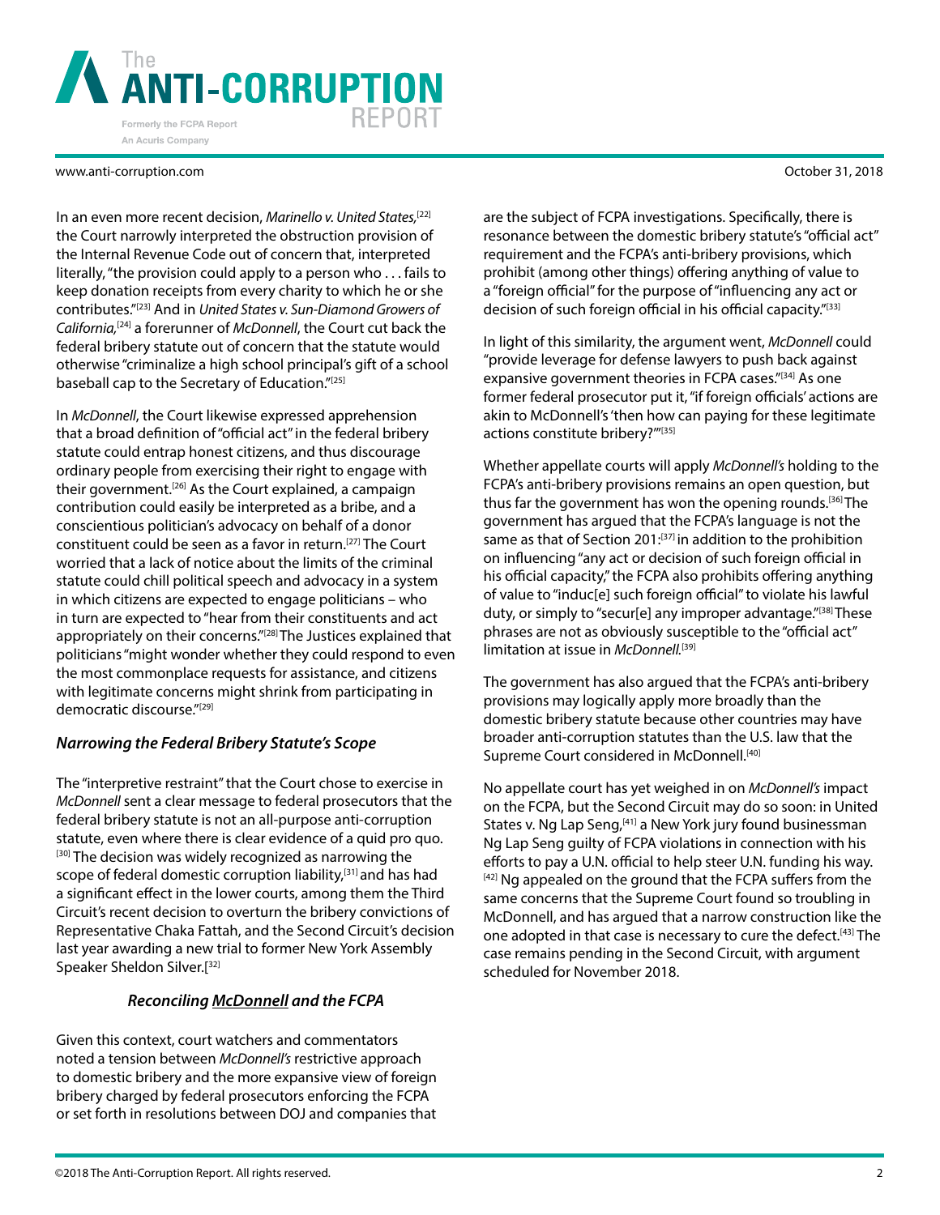In an even more recent decision, *Marinello v. United States,*[22] the Court narrowly interpreted the obstruction provision of the Internal Revenue Code out of concern that, interpreted literally, "the provision could apply to a person who . . . fails to keep donation receipts from every charity to which he or she contributes."[23] And in *United States v. Sun-Diamond Growers of California,*[24] a forerunner of *McDonnell*, the Court cut back the federal bribery statute out of concern that the statute would otherwise "criminalize a high school principal's gift of a school baseball cap to the Secretary of Education."[25]

In *McDonnell*, the Court likewise expressed apprehension that a broad definition of "official act" in the federal bribery statute could entrap honest citizens, and thus discourage ordinary people from exercising their right to engage with their government.[26] As the Court explained, a campaign contribution could easily be interpreted as a bribe, and a conscientious politician's advocacy on behalf of a donor constituent could be seen as a favor in return.[27] The Court worried that a lack of notice about the limits of the criminal statute could chill political speech and advocacy in a system in which citizens are expected to engage politicians – who in turn are expected to "hear from their constituents and act appropriately on their concerns."[28] The Justices explained that politicians "might wonder whether they could respond to even the most commonplace requests for assistance, and citizens with legitimate concerns might shrink from participating in democratic discourse."[29]

### *Narrowing the Federal Bribery Statute's Scope*

The "interpretive restraint" that the Court chose to exercise in *McDonnell* sent a clear message to federal prosecutors that the federal bribery statute is not an all-purpose anti-corruption statute, even where there is clear evidence of a quid pro quo.[30] The decision was widely recognized as narrowing the scope of federal domestic corruption liability,[31] and has had a significant effect in the lower courts, among them the Third Circuit's recent decision to overturn the bribery convictions of Representative Chaka Fattah, and the Second Circuit's decision last year awarding a new trial to former New York Assembly Speaker Sheldon Silver.[32]

### *Reconciling McDonnell and the FCPA*

Given this context, court watchers and commentators noted a tension between *McDonnell's* restrictive approach to domestic bribery and the more expansive view of foreign bribery charged by federal prosecutors enforcing the FCPA or set forth in resolutions between DOJ and companies that are the subject of FCPA investigations. Specifically, there is resonance between the domestic bribery statute's "official act" requirement and the FCPA's anti-bribery provisions, which prohibit (among other things) offering anything of value to a "foreign official" for the purpose of "influencing any act or decision of such foreign official in his official capacity."[33]

In light of this similarity, the argument went, *McDonnell* could "provide leverage for defense lawyers to push back against expansive government theories in FCPA cases."[34] As one former federal prosecutor put it, "if foreign officials' actions are akin to McDonnell's 'then how can paying for these legitimate actions constitute bribery?'"[35]

Whether appellate courts will apply *McDonnell's* holding to the FCPA's anti-bribery provisions remains an open question, but thus far the government has won the opening rounds.[36] The government has argued that the FCPA's language is not the same as that of Section 201:[37] in addition to the prohibition on influencing "any act or decision of such foreign official in his official capacity," the FCPA also prohibits offering anything of value to "induc[e] such foreign official" to violate his lawful duty, or simply to "secur[e] any improper advantage."[38] These phrases are not as obviously susceptible to the "official act" limitation at issue in *McDonnell.*[39]

The government has also argued that the FCPA's anti-bribery provisions may logically apply more broadly than the domestic bribery statute because other countries may have broader anti-corruption statutes than the U.S. law that the Supreme Court considered in McDonnell.[40]

No appellate court has yet weighed in on *McDonnell's* impact on the FCPA, but the Second Circuit may do so soon: in United States v. Ng Lap Seng,[41] a New York jury found businessman Ng Lap Seng guilty of FCPA violations in connection with his efforts to pay a U.N. official to help steer U.N. funding his way.[42] Ng appealed on the ground that the FCPA suffers from the same concerns that the Supreme Court found so troubling in McDonnell, and has argued that a narrow construction like the one adopted in that case is necessary to cure the defect.[43] The case remains pending in the Second Circuit, with argument scheduled for November 2018.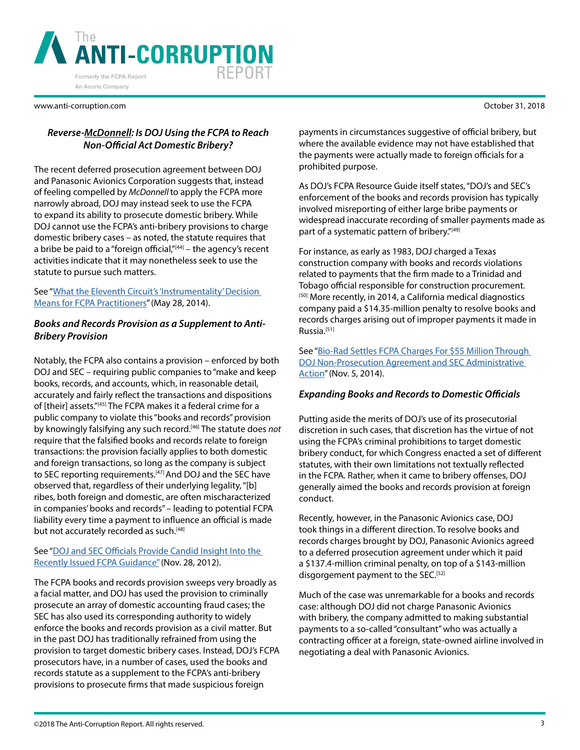### *Reverse-McDonnell: Is DOJ Using the FCPA to Reach Non-Official Act Domestic Bribery?*

The recent deferred prosecution agreement between DOJ and Panasonic Avionics Corporation suggests that, instead of feeling compelled by *McDonnell* to apply the FCPA more narrowly abroad, DOJ may instead seek to use the FCPA to expand its ability to prosecute domestic bribery. While DOJ cannot use the FCPA's anti-bribery provisions to charge domestic bribery cases – as noted, the statute requires that a bribe be paid to a "foreign official,"[44] – the agency's recent activities indicate that it may nonetheless seek to use the statute to pursue such matters.

See "What the Eleventh Circuit's 'Instrumentality' Decision Means for FCPA Practitioners" (May 28, 2014).

### *Books and Records Provision as a Supplement to Anti-Bribery Provision*

Notably, the FCPA also contains a provision – enforced by both DOJ and SEC – requiring public companies to "make and keep books, records, and accounts, which, in reasonable detail, accurately and fairly reflect the transactions and dispositions of [their] assets."[45] The FCPA makes it a federal crime for a public company to violate this "books and records" provision by knowingly falsifying any such record.[46] The statute does *not* require that the falsified books and records relate to foreign transactions: the provision facially applies to both domestic and foreign transactions, so long as the company is subject to SEC reporting requirements.[47] And DOJ and the SEC have observed that, regardless of their underlying legality, "[b]ribes, both foreign and domestic, are often mischaracterized in companies' books and records" – leading to potential FCPA liability every time a payment to influence an official is made but not accurately recorded as such.[48]

See "DOJ and SEC Officials Provide Candid Insight Into the Recently Issued FCPA Guidance" (Nov. 28, 2012).

The FCPA books and records provision sweeps very broadly as a facial matter, and DOJ has used the provision to criminally prosecute an array of domestic accounting fraud cases; the SEC has also used its corresponding authority to widely enforce the books and records provision as a civil matter. But in the past DOJ has traditionally refrained from using the provision to target domestic bribery cases. Instead, DOJ's FCPA prosecutors have, in a number of cases, used the books and records statute as a supplement to the FCPA's anti-bribery provisions to prosecute firms that made suspicious foreign payments in circumstances suggestive of official bribery, but where the available evidence may not have established that the payments were actually made to foreign officials for a prohibited purpose.

As DOJ's FCPA Resource Guide itself states, "DOJ's and SEC's enforcement of the books and records provision has typically involved misreporting of either large bribe payments or widespread inaccurate recording of smaller payments made as part of a systematic pattern of bribery."[49]

For instance, as early as 1983, DOJ charged a Texas construction company with books and records violations related to payments that the firm made to a Trinidad and Tobago official responsible for construction procurement.[50] More recently, in 2014, a California medical diagnostics company paid a $14.35-million penalty to resolve books and records charges arising out of improper payments it made in Russia.[51]

See "Bio-Rad Settles FCPA Charges For $55 Million Through DOJ Non-Prosecution Agreement and SEC Administrative Action" (Nov. 5, 2014).

### *Expanding Books and Records to Domestic Officials*

Putting aside the merits of DOJ's use of its prosecutorial discretion in such cases, that discretion has the virtue of not using the FCPA's criminal prohibitions to target domestic bribery conduct, for which Congress enacted a set of different statutes, with their own limitations not textually reflected in the FCPA. Rather, when it came to bribery offenses, DOJ generally aimed the books and records provision at foreign conduct.

Recently, however, in the Panasonic Avionics case, DOJ took things in a different direction. To resolve books and records charges brought by DOJ, Panasonic Avionics agreed to a deferred prosecution agreement under which it paid a $137.4-million criminal penalty, on top of a $143-million disgorgement payment to the SEC.[52]

Much of the case was unremarkable for a books and records case: although DOJ did not charge Panasonic Avionics with bribery, the company admitted to making substantial payments to a so-called "consultant" who was actually a contracting officer at a foreign, state-owned airline involved in negotiating a deal with Panasonic Avionics.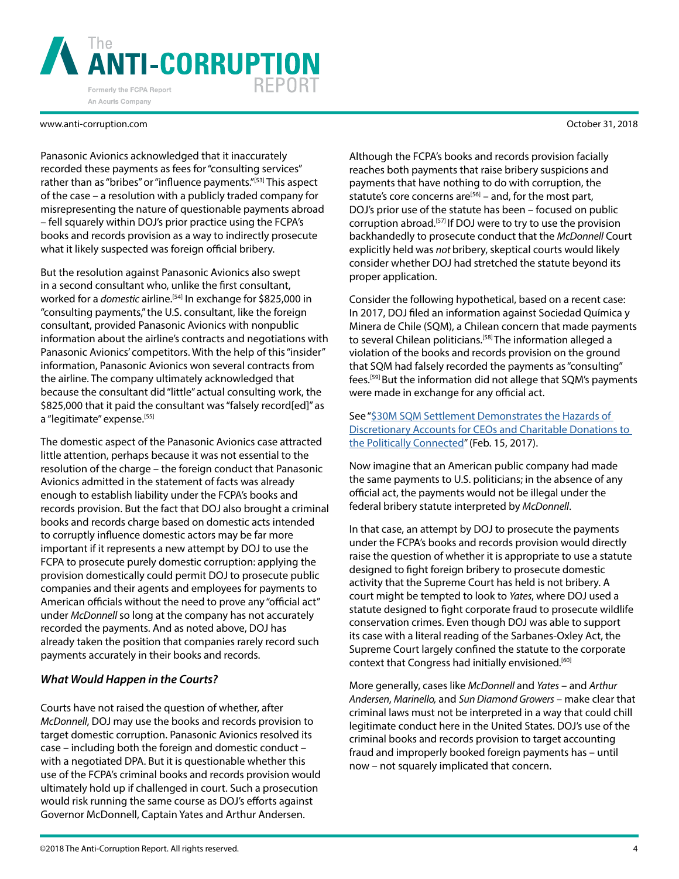Panasonic Avionics acknowledged that it inaccurately recorded these payments as fees for "consulting services" rather than as "bribes" or "influence payments."[53] This aspect of the case – a resolution with a publicly traded company for misrepresenting the nature of questionable payments abroad – fell squarely within DOJ's prior practice using the FCPA's books and records provision as a way to indirectly prosecute what it likely suspected was foreign official bribery.

But the resolution against Panasonic Avionics also swept in a second consultant who, unlike the first consultant, worked for a *domestic* airline.[54] In exchange for $825,000 in "consulting payments," the U.S. consultant, like the foreign consultant, provided Panasonic Avionics with nonpublic information about the airline's contracts and negotiations with Panasonic Avionics' competitors. With the help of this "insider" information, Panasonic Avionics won several contracts from the airline. The company ultimately acknowledged that because the consultant did "little" actual consulting work, the $825,000 that it paid the consultant was "falsely record[ed]" as a "legitimate" expense.[55]

The domestic aspect of the Panasonic Avionics case attracted little attention, perhaps because it was not essential to the resolution of the charge – the foreign conduct that Panasonic Avionics admitted in the statement of facts was already enough to establish liability under the FCPA's books and records provision. But the fact that DOJ also brought a criminal books and records charge based on domestic acts intended to corruptly influence domestic actors may be far more important if it represents a new attempt by DOJ to use the FCPA to prosecute purely domestic corruption: applying the provision domestically could permit DOJ to prosecute public companies and their agents and employees for payments to American officials without the need to prove any "official act" under *McDonnell* so long at the company has not accurately recorded the payments. And as noted above, DOJ has already taken the position that companies rarely record such payments accurately in their books and records.

### *What Would Happen in the Courts?*

Courts have not raised the question of whether, after *McDonnell*, DOJ may use the books and records provision to target domestic corruption. Panasonic Avionics resolved its case – including both the foreign and domestic conduct – with a negotiated DPA. But it is questionable whether this use of the FCPA's criminal books and records provision would ultimately hold up if challenged in court. Such a prosecution would risk running the same course as DOJ's efforts against Governor McDonnell, Captain Yates and Arthur Andersen.

Although the FCPA's books and records provision facially reaches both payments that raise bribery suspicions and payments that have nothing to do with corruption, the statute's core concerns are[56] – and, for the most part, DOJ's prior use of the statute has been – focused on public corruption abroad.[57] If DOJ were to try to use the provision backhandedly to prosecute conduct that the *McDonnell* Court explicitly held was *not* bribery, skeptical courts would likely consider whether DOJ had stretched the statute beyond its proper application.

Consider the following hypothetical, based on a recent case: In 2017, DOJ filed an information against Sociedad Química y Minera de Chile (SQM), a Chilean concern that made payments to several Chilean politicians.[58] The information alleged a violation of the books and records provision on the ground that SQM had falsely recorded the payments as "consulting" fees.[59] But the information did not allege that SQM's payments were made in exchange for any official act.

See "$30M SQM Settlement Demonstrates the Hazards of Discretionary Accounts for CEOs and Charitable Donations to the Politically Connected" (Feb. 15, 2017).

Now imagine that an American public company had made the same payments to U.S. politicians; in the absence of any official act, the payments would not be illegal under the federal bribery statute interpreted by *McDonnell*.

In that case, an attempt by DOJ to prosecute the payments under the FCPA's books and records provision would directly raise the question of whether it is appropriate to use a statute designed to fight foreign bribery to prosecute domestic activity that the Supreme Court has held is not bribery. A court might be tempted to look to *Yates*, where DOJ used a statute designed to fight corporate fraud to prosecute wildlife conservation crimes. Even though DOJ was able to support its case with a literal reading of the Sarbanes-Oxley Act, the Supreme Court largely confined the statute to the corporate context that Congress had initially envisioned.[60]

More generally, cases like *McDonnell* and *Yates* – and *Arthur Andersen*, *Marinello,* and *Sun Diamond Growers* – make clear that criminal laws must not be interpreted in a way that could chill legitimate conduct here in the United States. DOJ's use of the criminal books and records provision to target accounting fraud and improperly booked foreign payments has – until now – not squarely implicated that concern.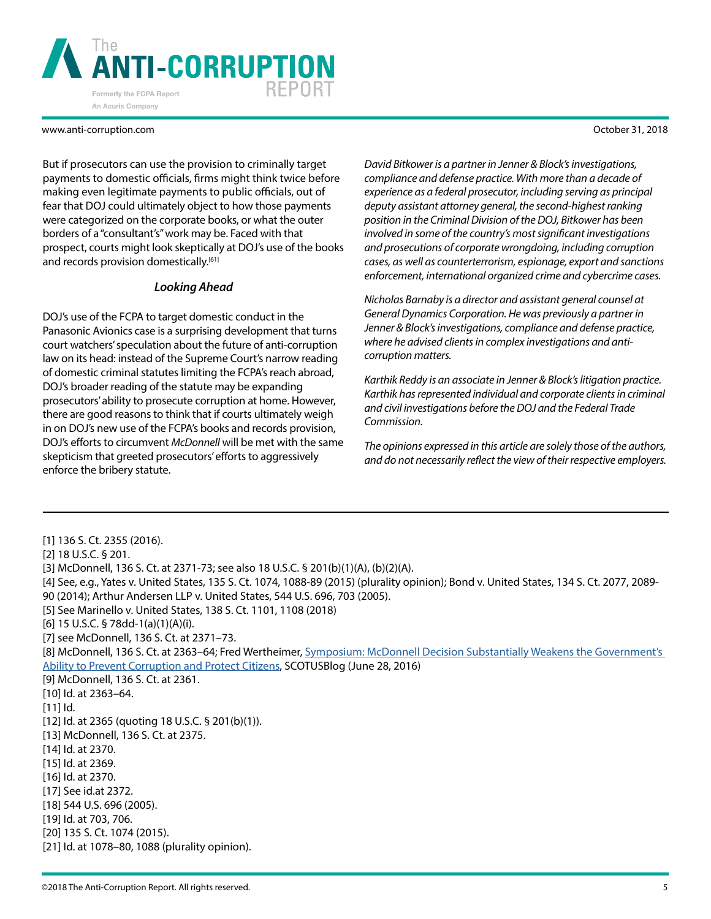But if prosecutors can use the provision to criminally target payments to domestic officials, firms might think twice before making even legitimate payments to public officials, out of fear that DOJ could ultimately object to how those payments were categorized on the corporate books, or what the outer borders of a "consultant's" work may be. Faced with that prospect, courts might look skeptically at DOJ's use of the books and records provision domestically.[61]

### *Looking Ahead*

DOJ's use of the FCPA to target domestic conduct in the Panasonic Avionics case is a surprising development that turns court watchers' speculation about the future of anti-corruption law on its head: instead of the Supreme Court's narrow reading of domestic criminal statutes limiting the FCPA's reach abroad, DOJ's broader reading of the statute may be expanding prosecutors' ability to prosecute corruption at home. However, there are good reasons to think that if courts ultimately weigh in on DOJ's new use of the FCPA's books and records provision, DOJ's efforts to circumvent *McDonnell* will be met with the same skepticism that greeted prosecutors' efforts to aggressively enforce the bribery statute.

*David Bitkower is a partner in Jenner & Block's investigations, compliance and defense practice. With more than a decade of experience as a federal prosecutor, including serving as principal deputy assistant attorney general, the second-highest ranking position in the Criminal Division of the DOJ, Bitkower has been involved in some of the country's most significant investigations and prosecutions of corporate wrongdoing, including corruption cases, as well as counterterrorism, espionage, export and sanctions enforcement, international organized crime and cybercrime cases.*

*Nicholas Barnaby is a director and assistant general counsel at General Dynamics Corporation. He was previously a partner in Jenner & Block's investigations, compliance and defense practice, where he advised clients in complex investigations and anti-corruption matters.*

*Karthik Reddy is an associate in Jenner & Block's litigation practice. Karthik has represented individual and corporate clients in criminal and civil investigations before the DOJ and the Federal Trade Commission.*

*The opinions expressed in this article are solely those of the authors, and do not necessarily reflect the view of their respective employers.*

---

[1] 136 S. Ct. 2355 (2016).
[2] 18 U.S.C. § 201.
[3] McDonnell, 136 S. Ct. at 2371-73; see also 18 U.S.C. § 201(b)(1)(A), (b)(2)(A).
[4] See, e.g., Yates v. United States, 135 S. Ct. 1074, 1088-89 (2015) (plurality opinion); Bond v. United States, 134 S. Ct. 2077, 2089-90 (2014); Arthur Andersen LLP v. United States, 544 U.S. 696, 703 (2005).
[5] See Marinello v. United States, 138 S. Ct. 1101, 1108 (2018)
[6] 15 U.S.C. § 78dd-1(a)(1)(A)(i).
[7] see McDonnell, 136 S. Ct. at 2371–73.
[8] McDonnell, 136 S. Ct. at 2363–64; Fred Wertheimer, Symposium: McDonnell Decision Substantially Weakens the Government's Ability to Prevent Corruption and Protect Citizens, SCOTUSBlog (June 28, 2016)
[9] McDonnell, 136 S. Ct. at 2361.
[10] Id. at 2363–64.
[11] Id.
[12] Id. at 2365 (quoting 18 U.S.C. § 201(b)(1)).
[13] McDonnell, 136 S. Ct. at 2375.
[14] Id. at 2370.
[15] Id. at 2369.
[16] Id. at 2370.
[17] See id.at 2372.
[18] 544 U.S. 696 (2005).
[19] Id. at 703, 706.
[20] 135 S. Ct. 1074 (2015).
[21] Id. at 1078–80, 1088 (plurality opinion).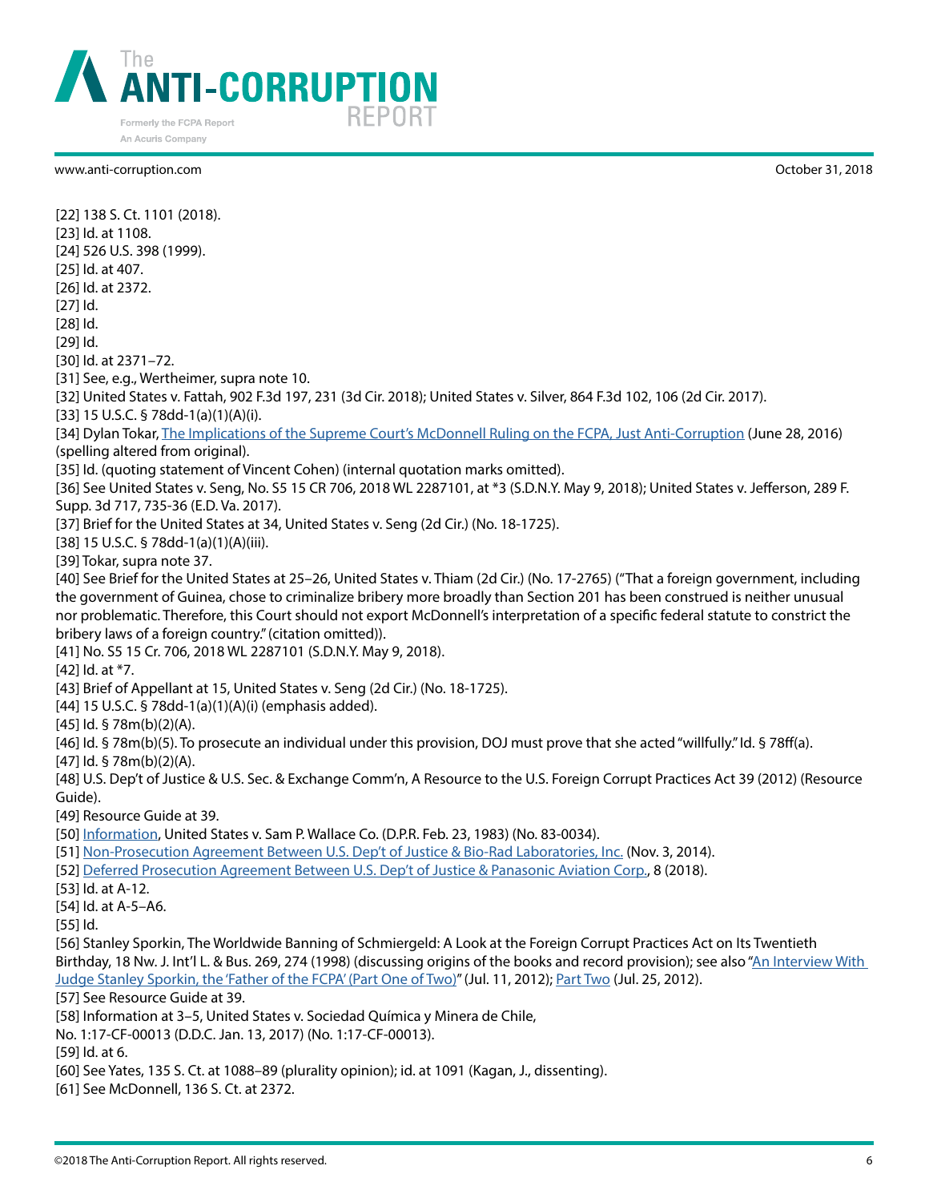[22] 138 S. Ct. 1101 (2018).
[23] Id. at 1108.
[24] 526 U.S. 398 (1999).
[25] Id. at 407.
[26] Id. at 2372.
[27] Id.
[28] Id.
[29] Id.
[30] Id. at 2371–72.
[31] See, e.g., Wertheimer, supra note 10.
[32] United States v. Fattah, 902 F.3d 197, 231 (3d Cir. 2018); United States v. Silver, 864 F.3d 102, 106 (2d Cir. 2017).
[33] 15 U.S.C. § 78dd-1(a)(1)(A)(i).
[34] Dylan Tokar, The Implications of the Supreme Court's McDonnell Ruling on the FCPA, Just Anti-Corruption (June 28, 2016) (spelling altered from original).
[35] Id. (quoting statement of Vincent Cohen) (internal quotation marks omitted).
[36] See United States v. Seng, No. S5 15 CR 706, 2018 WL 2287101, at *3 (S.D.N.Y. May 9, 2018); United States v. Jefferson, 289 F. Supp. 3d 717, 735-36 (E.D. Va. 2017).
[37] Brief for the United States at 34, United States v. Seng (2d Cir.) (No. 18-1725).
[38] 15 U.S.C. § 78dd-1(a)(1)(A)(iii).
[39] Tokar, supra note 37.
[40] See Brief for the United States at 25–26, United States v. Thiam (2d Cir.) (No. 17-2765) ("That a foreign government, including the government of Guinea, chose to criminalize bribery more broadly than Section 201 has been construed is neither unusual nor problematic. Therefore, this Court should not export McDonnell's interpretation of a specific federal statute to constrict the bribery laws of a foreign country." (citation omitted)).
[41] No. S5 15 Cr. 706, 2018 WL 2287101 (S.D.N.Y. May 9, 2018).
[42] Id. at *7.
[43] Brief of Appellant at 15, United States v. Seng (2d Cir.) (No. 18-1725).
[44] 15 U.S.C. § 78dd-1(a)(1)(A)(i) (emphasis added).
[45] Id. § 78m(b)(2)(A).
[46] Id. § 78m(b)(5). To prosecute an individual under this provision, DOJ must prove that she acted "willfully." Id. § 78ff(a).
[47] Id. § 78m(b)(2)(A).
[48] U.S. Dep't of Justice & U.S. Sec. & Exchange Comm'n, A Resource to the U.S. Foreign Corrupt Practices Act 39 (2012) (Resource Guide).
[49] Resource Guide at 39.
[50] Information, United States v. Sam P. Wallace Co. (D.P.R. Feb. 23, 1983) (No. 83-0034).
[51] Non-Prosecution Agreement Between U.S. Dep't of Justice & Bio-Rad Laboratories, Inc. (Nov. 3, 2014).
[52] Deferred Prosecution Agreement Between U.S. Dep't of Justice & Panasonic Aviation Corp., 8 (2018).
[53] Id. at A-12.
[54] Id. at A-5–A6.
[55] Id.
[56] Stanley Sporkin, The Worldwide Banning of Schmiergeld: A Look at the Foreign Corrupt Practices Act on Its Twentieth Birthday, 18 Nw. J. Int'l L. & Bus. 269, 274 (1998) (discussing origins of the books and record provision); see also "An Interview With Judge Stanley Sporkin, the 'Father of the FCPA' (Part One of Two)" (Jul. 11, 2012); Part Two (Jul. 25, 2012).
[57] See Resource Guide at 39.
[58] Information at 3–5, United States v. Sociedad Química y Minera de Chile, No. 1:17-CF-00013 (D.D.C. Jan. 13, 2017) (No. 1:17-CF-00013).
[59] Id. at 6.
[60] See Yates, 135 S. Ct. at 1088–89 (plurality opinion); id. at 1091 (Kagan, J., dissenting).
[61] See McDonnell, 136 S. Ct. at 2372.